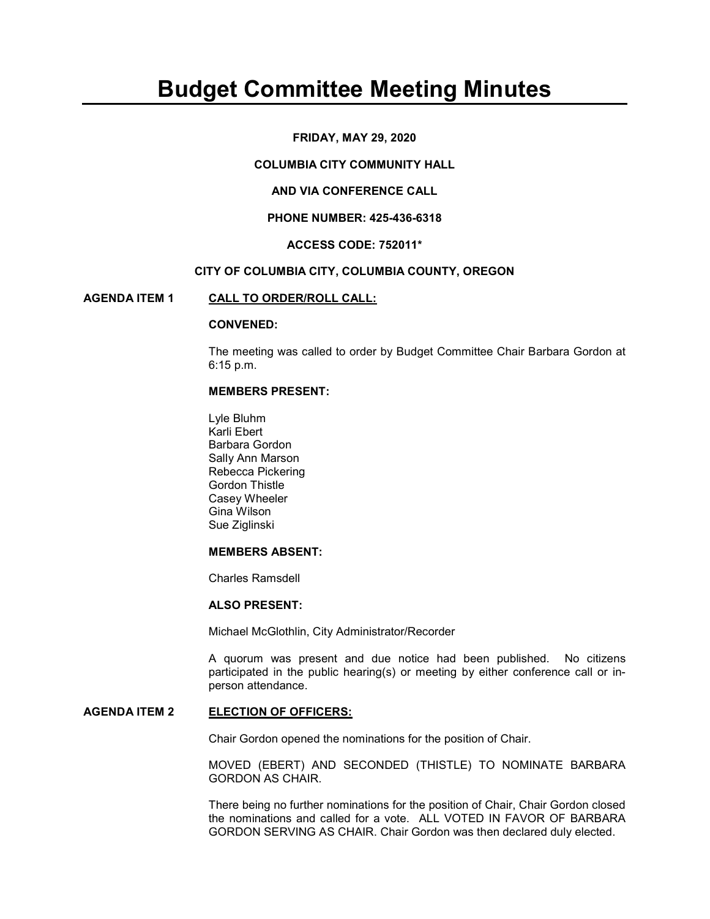# Budget Committee Meeting Minutes

**FRIDAY, MAY 29, 2020**

**COLUMBIA CITY COMMUNITY HALL**

**AND VIA CONFERENCE CALL**

**PHONE NUMBER: 425-436-6318**

**ACCESS CODE: 752011***

**CITY OF COLUMBIA CITY, COLUMBIA COUNTY, OREGON**

## AGENDA ITEM 1 CALL TO ORDER/ROLL CALL:

**CONVENED:**

The meeting was called to order by Budget Committee Chair Barbara Gordon at 6:15 p.m.

**MEMBERS PRESENT:**

Lyle Bluhm
Karli Ebert
Barbara Gordon
Sally Ann Marson
Rebecca Pickering
Gordon Thistle
Casey Wheeler
Gina Wilson
Sue Ziglinski

**MEMBERS ABSENT:**

Charles Ramsdell

**ALSO PRESENT:**

Michael McGlothlin, City Administrator/Recorder

A quorum was present and due notice had been published. No citizens participated in the public hearing(s) or meeting by either conference call or in-person attendance.

## AGENDA ITEM 2 ELECTION OF OFFICERS:

Chair Gordon opened the nominations for the position of Chair.

MOVED (EBERT) AND SECONDED (THISTLE) TO NOMINATE BARBARA GORDON AS CHAIR.

There being no further nominations for the position of Chair, Chair Gordon closed the nominations and called for a vote. ALL VOTED IN FAVOR OF BARBARA GORDON SERVING AS CHAIR. Chair Gordon was then declared duly elected.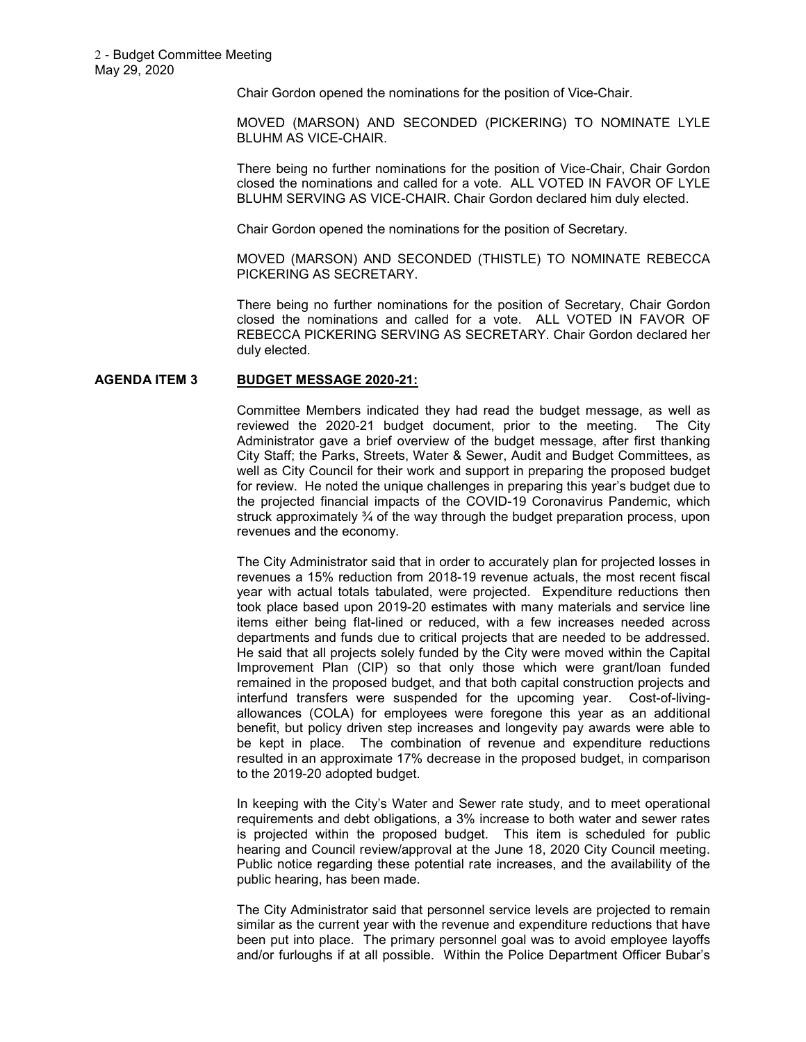Chair Gordon opened the nominations for the position of Vice-Chair.

MOVED (MARSON) AND SECONDED (PICKERING) TO NOMINATE LYLE BLUHM AS VICE-CHAIR.

There being no further nominations for the position of Vice-Chair, Chair Gordon closed the nominations and called for a vote. ALL VOTED IN FAVOR OF LYLE BLUHM SERVING AS VICE-CHAIR. Chair Gordon declared him duly elected.

Chair Gordon opened the nominations for the position of Secretary.

MOVED (MARSON) AND SECONDED (THISTLE) TO NOMINATE REBECCA PICKERING AS SECRETARY.

There being no further nominations for the position of Secretary, Chair Gordon closed the nominations and called for a vote. ALL VOTED IN FAVOR OF REBECCA PICKERING SERVING AS SECRETARY. Chair Gordon declared her duly elected.

**AGENDA ITEM 3** **BUDGET MESSAGE 2020-21:**

Committee Members indicated they had read the budget message, as well as reviewed the 2020-21 budget document, prior to the meeting. The City Administrator gave a brief overview of the budget message, after first thanking City Staff; the Parks, Streets, Water & Sewer, Audit and Budget Committees, as well as City Council for their work and support in preparing the proposed budget for review. He noted the unique challenges in preparing this year's budget due to the projected financial impacts of the COVID-19 Coronavirus Pandemic, which struck approximately ¾ of the way through the budget preparation process, upon revenues and the economy.

The City Administrator said that in order to accurately plan for projected losses in revenues a 15% reduction from 2018-19 revenue actuals, the most recent fiscal year with actual totals tabulated, were projected. Expenditure reductions then took place based upon 2019-20 estimates with many materials and service line items either being flat-lined or reduced, with a few increases needed across departments and funds due to critical projects that are needed to be addressed. He said that all projects solely funded by the City were moved within the Capital Improvement Plan (CIP) so that only those which were grant/loan funded remained in the proposed budget, and that both capital construction projects and interfund transfers were suspended for the upcoming year. Cost-of-living-allowances (COLA) for employees were foregone this year as an additional benefit, but policy driven step increases and longevity pay awards were able to be kept in place. The combination of revenue and expenditure reductions resulted in an approximate 17% decrease in the proposed budget, in comparison to the 2019-20 adopted budget.

In keeping with the City's Water and Sewer rate study, and to meet operational requirements and debt obligations, a 3% increase to both water and sewer rates is projected within the proposed budget. This item is scheduled for public hearing and Council review/approval at the June 18, 2020 City Council meeting. Public notice regarding these potential rate increases, and the availability of the public hearing, has been made.

The City Administrator said that personnel service levels are projected to remain similar as the current year with the revenue and expenditure reductions that have been put into place. The primary personnel goal was to avoid employee layoffs and/or furloughs if at all possible. Within the Police Department Officer Bubar's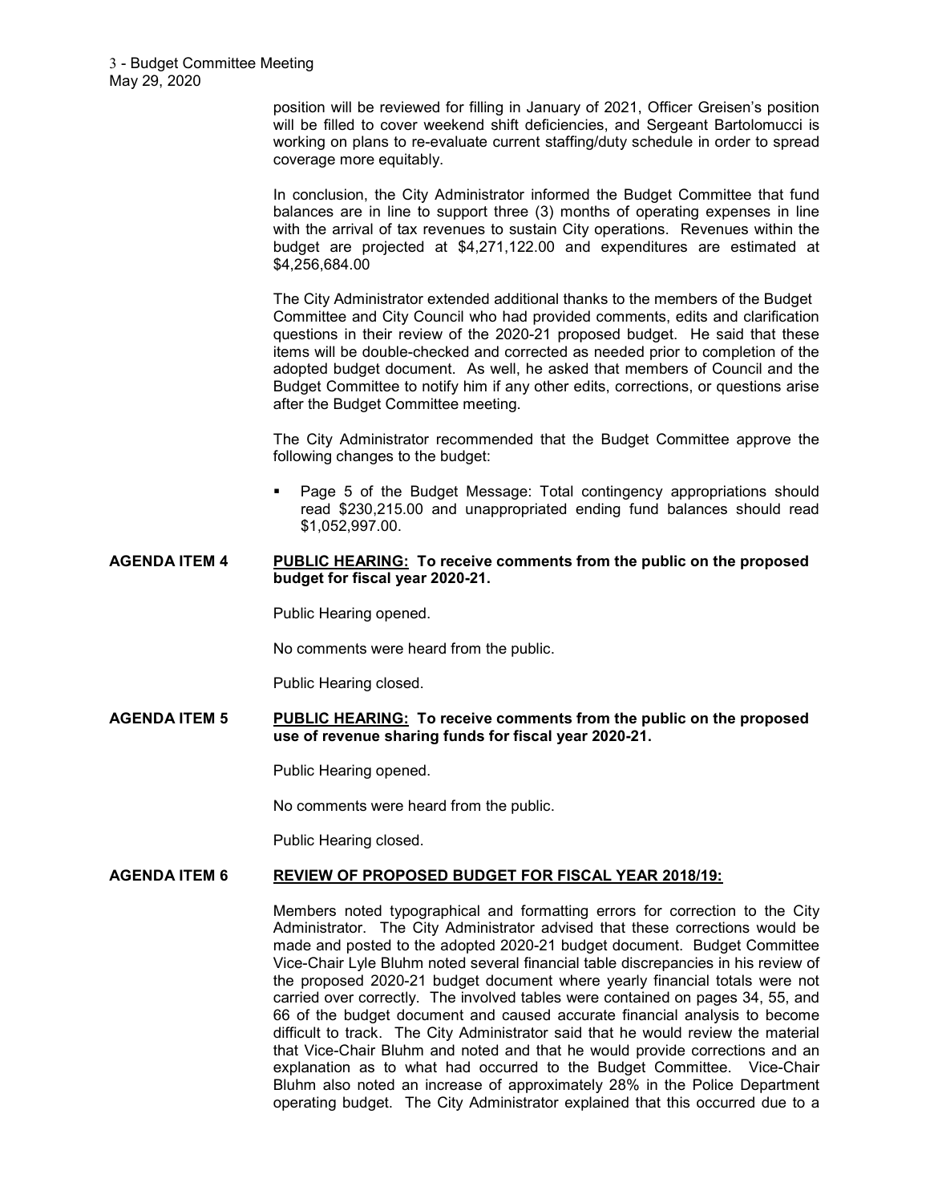position will be reviewed for filling in January of 2021, Officer Greisen's position will be filled to cover weekend shift deficiencies, and Sergeant Bartolomucci is working on plans to re-evaluate current staffing/duty schedule in order to spread coverage more equitably.

In conclusion, the City Administrator informed the Budget Committee that fund balances are in line to support three (3) months of operating expenses in line with the arrival of tax revenues to sustain City operations. Revenues within the budget are projected at $4,271,122.00 and expenditures are estimated at $4,256,684.00

The City Administrator extended additional thanks to the members of the Budget Committee and City Council who had provided comments, edits and clarification questions in their review of the 2020-21 proposed budget. He said that these items will be double-checked and corrected as needed prior to completion of the adopted budget document. As well, he asked that members of Council and the Budget Committee to notify him if any other edits, corrections, or questions arise after the Budget Committee meeting.

The City Administrator recommended that the Budget Committee approve the following changes to the budget:

- Page 5 of the Budget Message: Total contingency appropriations should read $230,215.00 and unappropriated ending fund balances should read $1,052,997.00.

**AGENDA ITEM 4** **PUBLIC HEARING: To receive comments from the public on the proposed budget for fiscal year 2020-21.**

Public Hearing opened.

No comments were heard from the public.

Public Hearing closed.

**AGENDA ITEM 5** **PUBLIC HEARING: To receive comments from the public on the proposed use of revenue sharing funds for fiscal year 2020-21.**

Public Hearing opened.

No comments were heard from the public.

Public Hearing closed.

**AGENDA ITEM 6** **REVIEW OF PROPOSED BUDGET FOR FISCAL YEAR 2018/19:**

Members noted typographical and formatting errors for correction to the City Administrator. The City Administrator advised that these corrections would be made and posted to the adopted 2020-21 budget document. Budget Committee Vice-Chair Lyle Bluhm noted several financial table discrepancies in his review of the proposed 2020-21 budget document where yearly financial totals were not carried over correctly. The involved tables were contained on pages 34, 55, and 66 of the budget document and caused accurate financial analysis to become difficult to track. The City Administrator said that he would review the material that Vice-Chair Bluhm and noted and that he would provide corrections and an explanation as to what had occurred to the Budget Committee. Vice-Chair Bluhm also noted an increase of approximately 28% in the Police Department operating budget. The City Administrator explained that this occurred due to a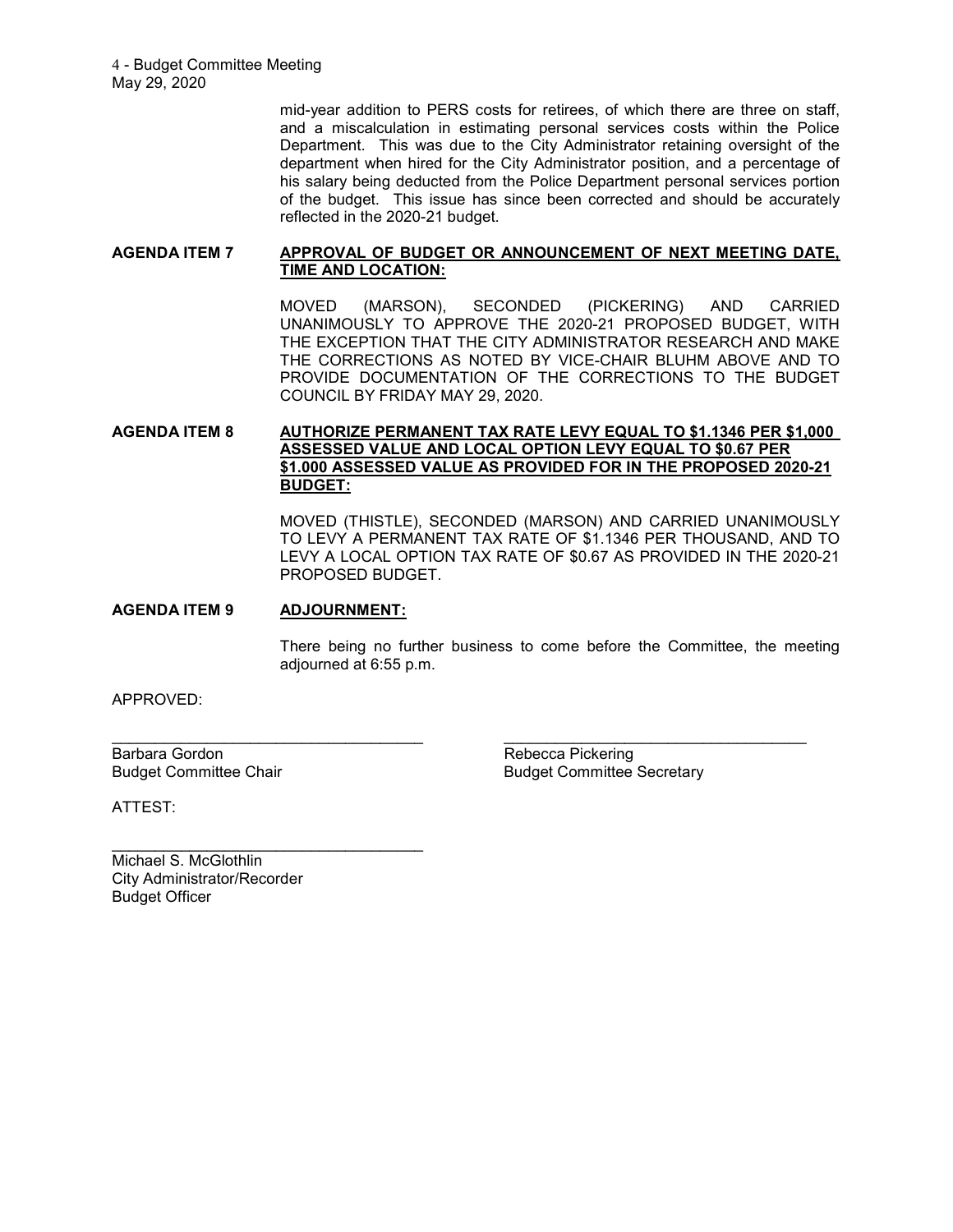mid-year addition to PERS costs for retirees, of which there are three on staff, and a miscalculation in estimating personal services costs within the Police Department. This was due to the City Administrator retaining oversight of the department when hired for the City Administrator position, and a percentage of his salary being deducted from the Police Department personal services portion of the budget. This issue has since been corrected and should be accurately reflected in the 2020-21 budget.

**AGENDA ITEM 7** **APPROVAL OF BUDGET OR ANNOUNCEMENT OF NEXT MEETING DATE, TIME AND LOCATION:**

MOVED (MARSON), SECONDED (PICKERING) AND CARRIED UNANIMOUSLY TO APPROVE THE 2020-21 PROPOSED BUDGET, WITH THE EXCEPTION THAT THE CITY ADMINISTRATOR RESEARCH AND MAKE THE CORRECTIONS AS NOTED BY VICE-CHAIR BLUHM ABOVE AND TO PROVIDE DOCUMENTATION OF THE CORRECTIONS TO THE BUDGET COUNCIL BY FRIDAY MAY 29, 2020.

**AGENDA ITEM 8** **AUTHORIZE PERMANENT TAX RATE LEVY EQUAL TO $1.1346 PER $1,000 ASSESSED VALUE AND LOCAL OPTION LEVY EQUAL TO $0.67 PER $1.000 ASSESSED VALUE AS PROVIDED FOR IN THE PROPOSED 2020-21 BUDGET:**

MOVED (THISTLE), SECONDED (MARSON) AND CARRIED UNANIMOUSLY TO LEVY A PERMANENT TAX RATE OF $1.1346 PER THOUSAND, AND TO LEVY A LOCAL OPTION TAX RATE OF $0.67 AS PROVIDED IN THE 2020-21 PROPOSED BUDGET.

**AGENDA ITEM 9** **ADJOURNMENT:**

There being no further business to come before the Committee, the meeting adjourned at 6:55 p.m.

APPROVED:

\_\_\_\_\_\_\_\_\_\_\_\_\_\_\_\_\_\_\_\_\_\_\_\_\_\_\_\_\_\_\_\_\_\_\_\_
Barbara Gordon
Budget Committee Chair

\_\_\_\_\_\_\_\_\_\_\_\_\_\_\_\_\_\_\_\_\_\_\_\_\_\_\_\_\_\_\_\_\_\_\_\_
Rebecca Pickering
Budget Committee Secretary

ATTEST:

\_\_\_\_\_\_\_\_\_\_\_\_\_\_\_\_\_\_\_\_\_\_\_\_\_\_\_\_\_\_\_\_\_\_\_\_
Michael S. McGlothlin
City Administrator/Recorder
Budget Officer